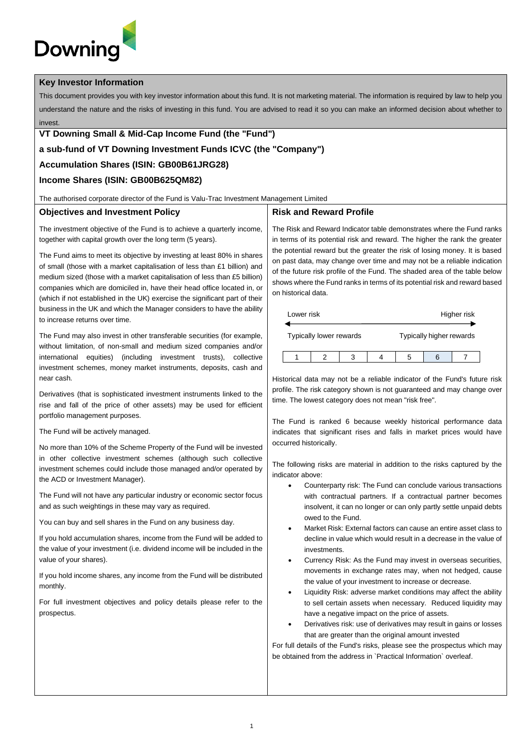Downing

## Key Investor Information

This document provides you with key investor information about this fund. It is not marketing material. The information is required by law to help you understand the nature and the risks of investing in this fund. You are advised to read it so you can make an informed decision about whether to invest.

**VT Downing Small & Mid-Cap Income Fund (the "Fund")**

**a sub-fund of VT Downing Investment Funds ICVC (the "Company")**

**Accumulation Shares (ISIN: GB00B61JRG28)**

**Income Shares (ISIN: GB00B625QM82)**

The authorised corporate director of the Fund is Valu-Trac Investment Management Limited

### Objectives and Investment Policy

The investment objective of the Fund is to achieve a quarterly income, together with capital growth over the long term (5 years).

The Fund aims to meet its objective by investing at least 80% in shares of small (those with a market capitalisation of less than £1 billion) and medium sized (those with a market capitalisation of less than £5 billion) companies which are domiciled in, have their head office located in, or (which if not established in the UK) exercise the significant part of their business in the UK and which the Manager considers to have the ability to increase returns over time.

The Fund may also invest in other transferable securities (for example, without limitation, of non-small and medium sized companies and/or international equities) (including investment trusts), collective investment schemes, money market instruments, deposits, cash and near cash.

Derivatives (that is sophisticated investment instruments linked to the rise and fall of the price of other assets) may be used for efficient portfolio management purposes.

The Fund will be actively managed.

No more than 10% of the Scheme Property of the Fund will be invested in other collective investment schemes (although such collective investment schemes could include those managed and/or operated by the ACD or Investment Manager).

The Fund will not have any particular industry or economic sector focus and as such weightings in these may vary as required.

You can buy and sell shares in the Fund on any business day.

If you hold accumulation shares, income from the Fund will be added to the value of your investment (i.e. dividend income will be included in the value of your shares).

If you hold income shares, any income from the Fund will be distributed monthly.

For full investment objectives and policy details please refer to the prospectus.

### Risk and Reward Profile

The Risk and Reward Indicator table demonstrates where the Fund ranks in terms of its potential risk and reward. The higher the rank the greater the potential reward but the greater the risk of losing money. It is based on past data, may change over time and may not be a reliable indication of the future risk profile of the Fund. The shaded area of the table below shows where the Fund ranks in terms of its potential risk and reward based on historical data.

Lower risk ← → Higher risk

Typically lower rewards — Typically higher rewards

| 1 | 2 | 3 | 4 | 5 | **6** | 7 |
|---|---|---|---|---|---|---|

Historical data may not be a reliable indicator of the Fund's future risk profile. The risk category shown is not guaranteed and may change over time. The lowest category does not mean "risk free".

The Fund is ranked 6 because weekly historical performance data indicates that significant rises and falls in market prices would have occurred historically.

The following risks are material in addition to the risks captured by the indicator above:

- Counterparty risk: The Fund can conclude various transactions with contractual partners. If a contractual partner becomes insolvent, it can no longer or can only partly settle unpaid debts owed to the Fund.
- Market Risk: External factors can cause an entire asset class to decline in value which would result in a decrease in the value of investments.
- Currency Risk: As the Fund may invest in overseas securities, movements in exchange rates may, when not hedged, cause the value of your investment to increase or decrease.
- Liquidity Risk: adverse market conditions may affect the ability to sell certain assets when necessary. Reduced liquidity may have a negative impact on the price of assets.
- Derivatives risk: use of derivatives may result in gains or losses that are greater than the original amount invested

For full details of the Fund's risks, please see the prospectus which may be obtained from the address in `Practical Information` overleaf.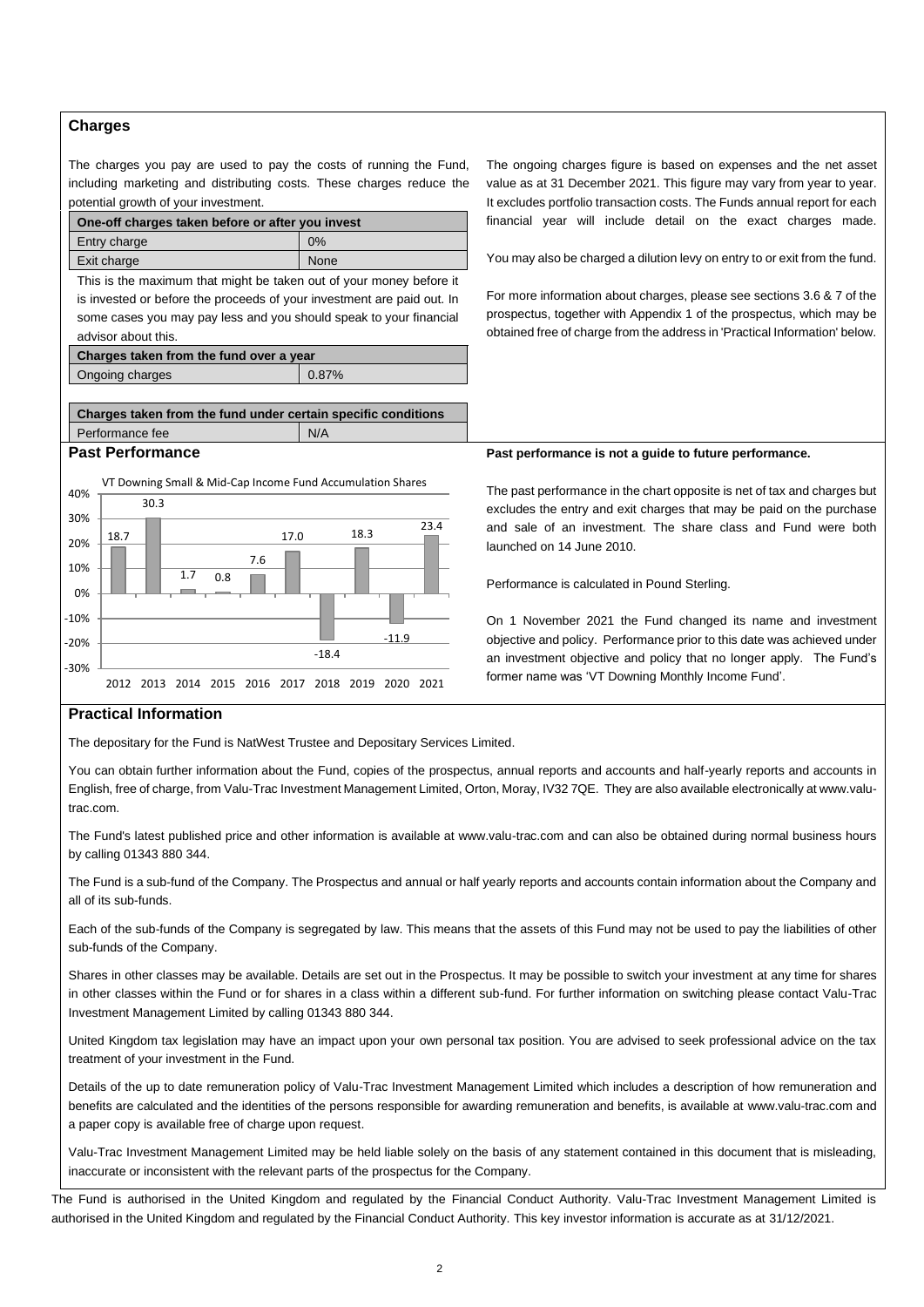## Charges

The charges you pay are used to pay the costs of running the Fund, including marketing and distributing costs. These charges reduce the potential growth of your investment.

| One-off charges taken before or after you invest | |
|---|---|
| Entry charge | 0% |
| Exit charge | None |

This is the maximum that might be taken out of your money before it is invested or before the proceeds of your investment are paid out. In some cases you may pay less and you should speak to your financial advisor about this.

| Charges taken from the fund over a year | |
|---|---|
| Ongoing charges | 0.87% |

| Charges taken from the fund under certain specific conditions | |
|---|---|
| Performance fee | N/A |

The ongoing charges figure is based on expenses and the net asset value as at 31 December 2021. This figure may vary from year to year. It excludes portfolio transaction costs. The Funds annual report for each financial year will include detail on the exact charges made.

You may also be charged a dilution levy on entry to or exit from the fund.

For more information about charges, please see sections 3.6 & 7 of the prospectus, together with Appendix 1 of the prospectus, which may be obtained free of charge from the address in 'Practical Information' below.

## Past Performance

VT Downing Small & Mid-Cap Income Fund Accumulation Shares

40%
30%
20%
10%
0%
-10%
-20%
-30%

18.7
30.3
1.7
0.8
7.6
17.0
-18.4
18.3
-11.9
23.4

2012 2013 2014 2015 2016 2017 2018 2019 2020 2021

**Past performance is not a guide to future performance.**

The past performance in the chart opposite is net of tax and charges but excludes the entry and exit charges that may be paid on the purchase and sale of an investment. The share class and Fund were both launched on 14 June 2010.

Performance is calculated in Pound Sterling.

On 1 November 2021 the Fund changed its name and investment objective and policy. Performance prior to this date was achieved under an investment objective and policy that no longer apply. The Fund's former name was 'VT Downing Monthly Income Fund'.

## Practical Information

The depositary for the Fund is NatWest Trustee and Depositary Services Limited.

You can obtain further information about the Fund, copies of the prospectus, annual reports and accounts and half-yearly reports and accounts in English, free of charge, from Valu-Trac Investment Management Limited, Orton, Moray, IV32 7QE. They are also available electronically at www.valu-trac.com.

The Fund's latest published price and other information is available at www.valu-trac.com and can also be obtained during normal business hours by calling 01343 880 344.

The Fund is a sub-fund of the Company. The Prospectus and annual or half yearly reports and accounts contain information about the Company and all of its sub-funds.

Each of the sub-funds of the Company is segregated by law. This means that the assets of this Fund may not be used to pay the liabilities of other sub-funds of the Company.

Shares in other classes may be available. Details are set out in the Prospectus. It may be possible to switch your investment at any time for shares in other classes within the Fund or for shares in a class within a different sub-fund. For further information on switching please contact Valu-Trac Investment Management Limited by calling 01343 880 344.

United Kingdom tax legislation may have an impact upon your own personal tax position. You are advised to seek professional advice on the tax treatment of your investment in the Fund.

Details of the up to date remuneration policy of Valu-Trac Investment Management Limited which includes a description of how remuneration and benefits are calculated and the identities of the persons responsible for awarding remuneration and benefits, is available at www.valu-trac.com and a paper copy is available free of charge upon request.

Valu-Trac Investment Management Limited may be held liable solely on the basis of any statement contained in this document that is misleading, inaccurate or inconsistent with the relevant parts of the prospectus for the Company.

The Fund is authorised in the United Kingdom and regulated by the Financial Conduct Authority. Valu-Trac Investment Management Limited is authorised in the United Kingdom and regulated by the Financial Conduct Authority. This key investor information is accurate as at 31/12/2021.